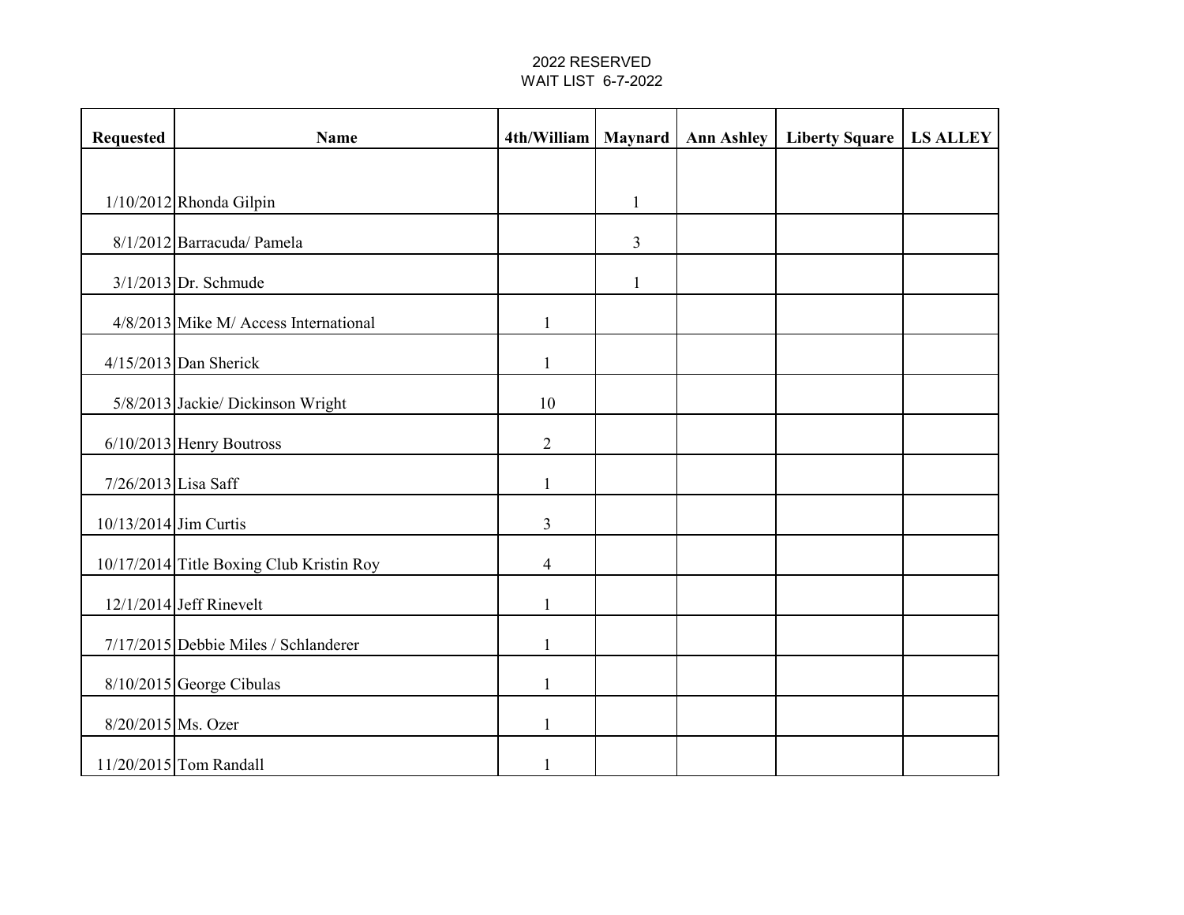2022 RESERVED
WAIT LIST 6-7-2022

| Requested | Name | 4th/William | Maynard | Ann Ashley | Liberty Square | LS ALLEY |
|---|---|---|---|---|---|---|
| 1/10/2012 | Rhonda Gilpin | | 1 | | | |
| 8/1/2012 | Barracuda/ Pamela | | 3 | | | |
| 3/1/2013 | Dr. Schmude | | 1 | | | |
| 4/8/2013 | Mike M/ Access International | 1 | | | | |
| 4/15/2013 | Dan Sherick | 1 | | | | |
| 5/8/2013 | Jackie/ Dickinson Wright | 10 | | | | |
| 6/10/2013 | Henry Boutross | 2 | | | | |
| 7/26/2013 | Lisa Saff | 1 | | | | |
| 10/13/2014 | Jim Curtis | 3 | | | | |
| 10/17/2014 | Title Boxing Club Kristin Roy | 4 | | | | |
| 12/1/2014 | Jeff Rinevelt | 1 | | | | |
| 7/17/2015 | Debbie Miles / Schlanderer | 1 | | | | |
| 8/10/2015 | George Cibulas | 1 | | | | |
| 8/20/2015 | Ms. Ozer | 1 | | | | |
| 11/20/2015 | Tom Randall | 1 | | | | |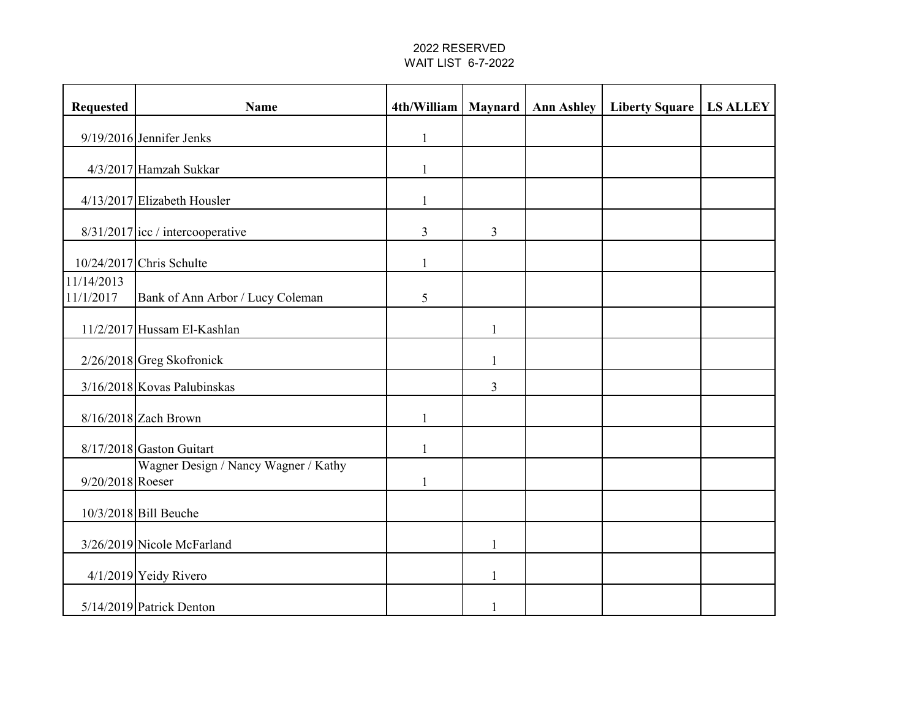2022 RESERVED
WAIT LIST 6-7-2022

| Requested | Name | 4th/William | Maynard | Ann Ashley | Liberty Square | LS ALLEY |
|---|---|---|---|---|---|---|
| 9/19/2016 | Jennifer Jenks | 1 | | | | |
| 4/3/2017 | Hamzah Sukkar | 1 | | | | |
| 4/13/2017 | Elizabeth Housler | 1 | | | | |
| 8/31/2017 | icc / intercooperative | 3 | 3 | | | |
| 10/24/2017 | Chris Schulte | 1 | | | | |
| 11/14/2013 11/1/2017 | Bank of Ann Arbor / Lucy Coleman | 5 | | | | |
| 11/2/2017 | Hussam El-Kashlan | | 1 | | | |
| 2/26/2018 | Greg Skofronick | | 1 | | | |
| 3/16/2018 | Kovas Palubinskas | | 3 | | | |
| 8/16/2018 | Zach Brown | 1 | | | | |
| 8/17/2018 | Gaston Guitart | 1 | | | | |
| 9/20/2018 | Wagner Design / Nancy Wagner / Kathy Roeser | 1 | | | | |
| 10/3/2018 | Bill Beuche | | | | | |
| 3/26/2019 | Nicole McFarland | | 1 | | | |
| 4/1/2019 | Yeidy Rivero | | 1 | | | |
| 5/14/2019 | Patrick Denton | | 1 | | | |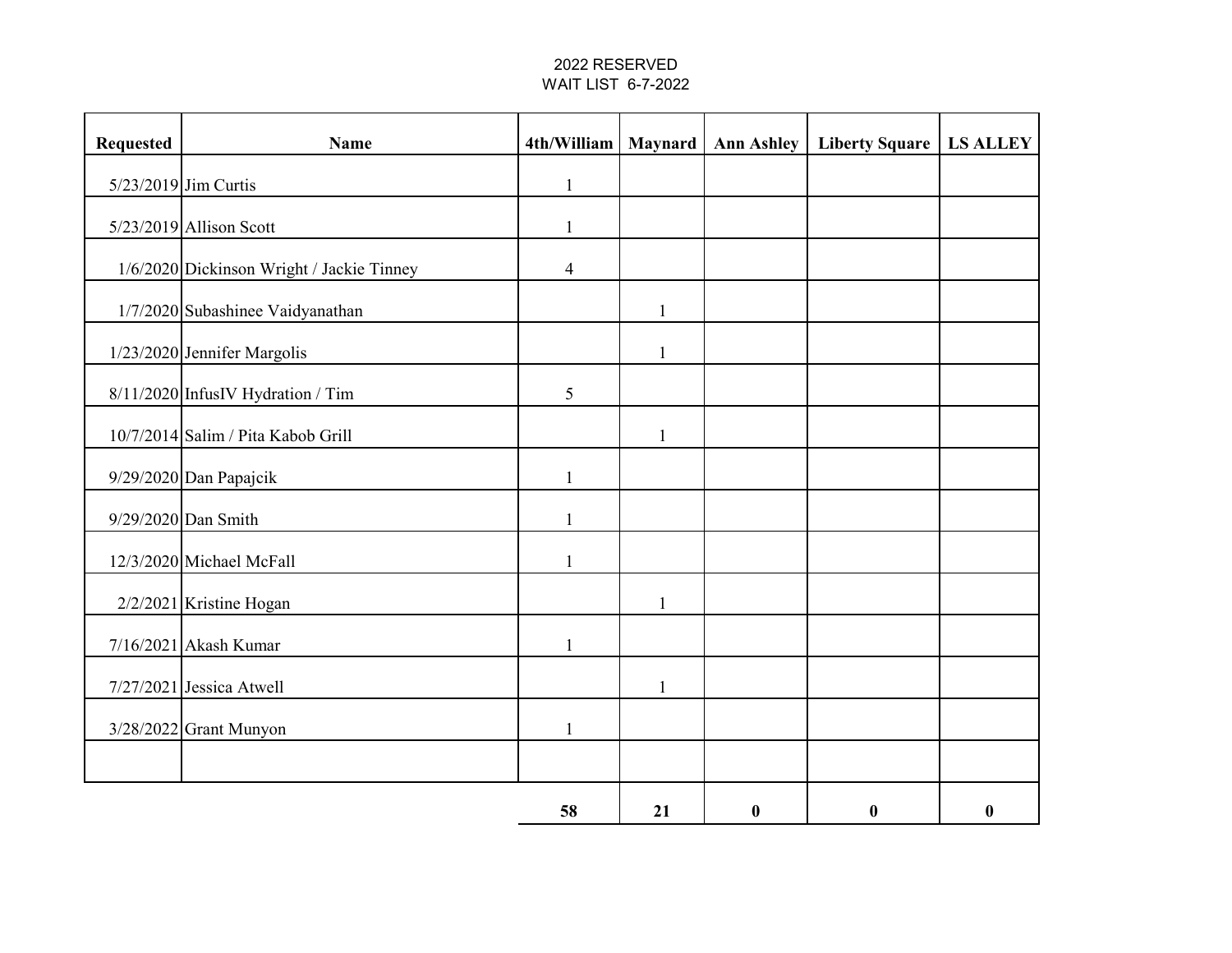2022 RESERVED
WAIT LIST 6-7-2022

| Requested | Name | 4th/William | Maynard | Ann Ashley | Liberty Square | LS ALLEY |
|---|---|---|---|---|---|---|
| 5/23/2019 | Jim Curtis | 1 | | | | |
| 5/23/2019 | Allison Scott | 1 | | | | |
| 1/6/2020 | Dickinson Wright / Jackie Tinney | 4 | | | | |
| 1/7/2020 | Subashinee Vaidyanathan | | 1 | | | |
| 1/23/2020 | Jennifer Margolis | | 1 | | | |
| 8/11/2020 | InfusIV Hydration / Tim | 5 | | | | |
| 10/7/2014 | Salim / Pita Kabob Grill | | 1 | | | |
| 9/29/2020 | Dan Papajcik | 1 | | | | |
| 9/29/2020 | Dan Smith | 1 | | | | |
| 12/3/2020 | Michael McFall | 1 | | | | |
| 2/2/2021 | Kristine Hogan | | 1 | | | |
| 7/16/2021 | Akash Kumar | 1 | | | | |
| 7/27/2021 | Jessica Atwell | | 1 | | | |
| 3/28/2022 | Grant Munyon | 1 | | | | |
| | | | | | | |
| | | **58** | **21** | **0** | **0** | **0** |